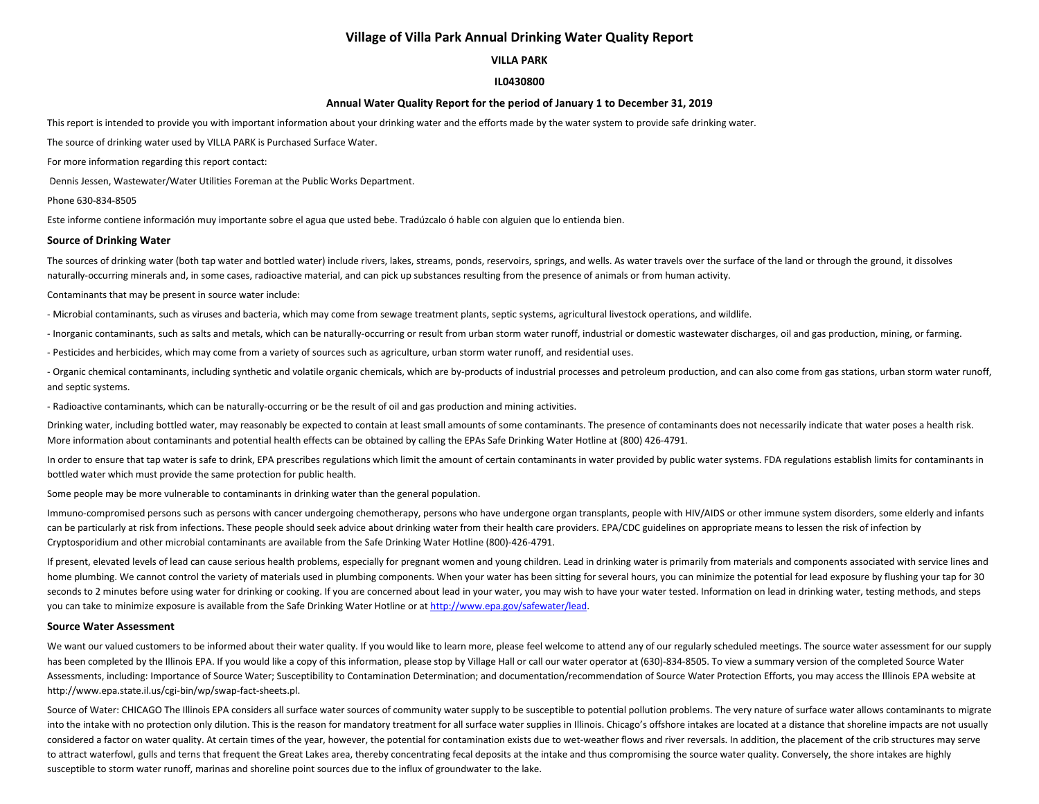# Village of Villa Park Annual Drinking Water Quality Report

**VILLA PARK**

**IL0430800**

**Annual Water Quality Report for the period of January 1 to December 31, 2019**

This report is intended to provide you with important information about your drinking water and the efforts made by the water system to provide safe drinking water.

The source of drinking water used by VILLA PARK is Purchased Surface Water.

For more information regarding this report contact:

Dennis Jessen, Wastewater/Water Utilities Foreman at the Public Works Department.

Phone 630-834-8505

Este informe contiene información muy importante sobre el agua que usted bebe. Tradúzcalo ó hable con alguien que lo entienda bien.

## Source of Drinking Water

The sources of drinking water (both tap water and bottled water) include rivers, lakes, streams, ponds, reservoirs, springs, and wells. As water travels over the surface of the land or through the ground, it dissolves naturally-occurring minerals and, in some cases, radioactive material, and can pick up substances resulting from the presence of animals or from human activity.

Contaminants that may be present in source water include:

- Microbial contaminants, such as viruses and bacteria, which may come from sewage treatment plants, septic systems, agricultural livestock operations, and wildlife.

- Inorganic contaminants, such as salts and metals, which can be naturally-occurring or result from urban storm water runoff, industrial or domestic wastewater discharges, oil and gas production, mining, or farming.

- Pesticides and herbicides, which may come from a variety of sources such as agriculture, urban storm water runoff, and residential uses.

- Organic chemical contaminants, including synthetic and volatile organic chemicals, which are by-products of industrial processes and petroleum production, and can also come from gas stations, urban storm water runoff, and septic systems.

- Radioactive contaminants, which can be naturally-occurring or be the result of oil and gas production and mining activities.

Drinking water, including bottled water, may reasonably be expected to contain at least small amounts of some contaminants. The presence of contaminants does not necessarily indicate that water poses a health risk. More information about contaminants and potential health effects can be obtained by calling the EPAs Safe Drinking Water Hotline at (800) 426-4791.

In order to ensure that tap water is safe to drink, EPA prescribes regulations which limit the amount of certain contaminants in water provided by public water systems. FDA regulations establish limits for contaminants in bottled water which must provide the same protection for public health.

Some people may be more vulnerable to contaminants in drinking water than the general population.

Immuno-compromised persons such as persons with cancer undergoing chemotherapy, persons who have undergone organ transplants, people with HIV/AIDS or other immune system disorders, some elderly and infants can be particularly at risk from infections. These people should seek advice about drinking water from their health care providers. EPA/CDC guidelines on appropriate means to lessen the risk of infection by Cryptosporidium and other microbial contaminants are available from the Safe Drinking Water Hotline (800)-426-4791.

If present, elevated levels of lead can cause serious health problems, especially for pregnant women and young children. Lead in drinking water is primarily from materials and components associated with service lines and home plumbing. We cannot control the variety of materials used in plumbing components. When your water has been sitting for several hours, you can minimize the potential for lead exposure by flushing your tap for 30 seconds to 2 minutes before using water for drinking or cooking. If you are concerned about lead in your water, you may wish to have your water tested. Information on lead in drinking water, testing methods, and steps you can take to minimize exposure is available from the Safe Drinking Water Hotline or at http://www.epa.gov/safewater/lead.

## Source Water Assessment

We want our valued customers to be informed about their water quality. If you would like to learn more, please feel welcome to attend any of our regularly scheduled meetings. The source water assessment for our supply has been completed by the Illinois EPA. If you would like a copy of this information, please stop by Village Hall or call our water operator at (630)-834-8505. To view a summary version of the completed Source Water Assessments, including: Importance of Source Water; Susceptibility to Contamination Determination; and documentation/recommendation of Source Water Protection Efforts, you may access the Illinois EPA website at http://www.epa.state.il.us/cgi-bin/wp/swap-fact-sheets.pl.

Source of Water: CHICAGO The Illinois EPA considers all surface water sources of community water supply to be susceptible to potential pollution problems. The very nature of surface water allows contaminants to migrate into the intake with no protection only dilution. This is the reason for mandatory treatment for all surface water supplies in Illinois. Chicago's offshore intakes are located at a distance that shoreline impacts are not usually considered a factor on water quality. At certain times of the year, however, the potential for contamination exists due to wet-weather flows and river reversals. In addition, the placement of the crib structures may serve to attract waterfowl, gulls and terns that frequent the Great Lakes area, thereby concentrating fecal deposits at the intake and thus compromising the source water quality. Conversely, the shore intakes are highly susceptible to storm water runoff, marinas and shoreline point sources due to the influx of groundwater to the lake.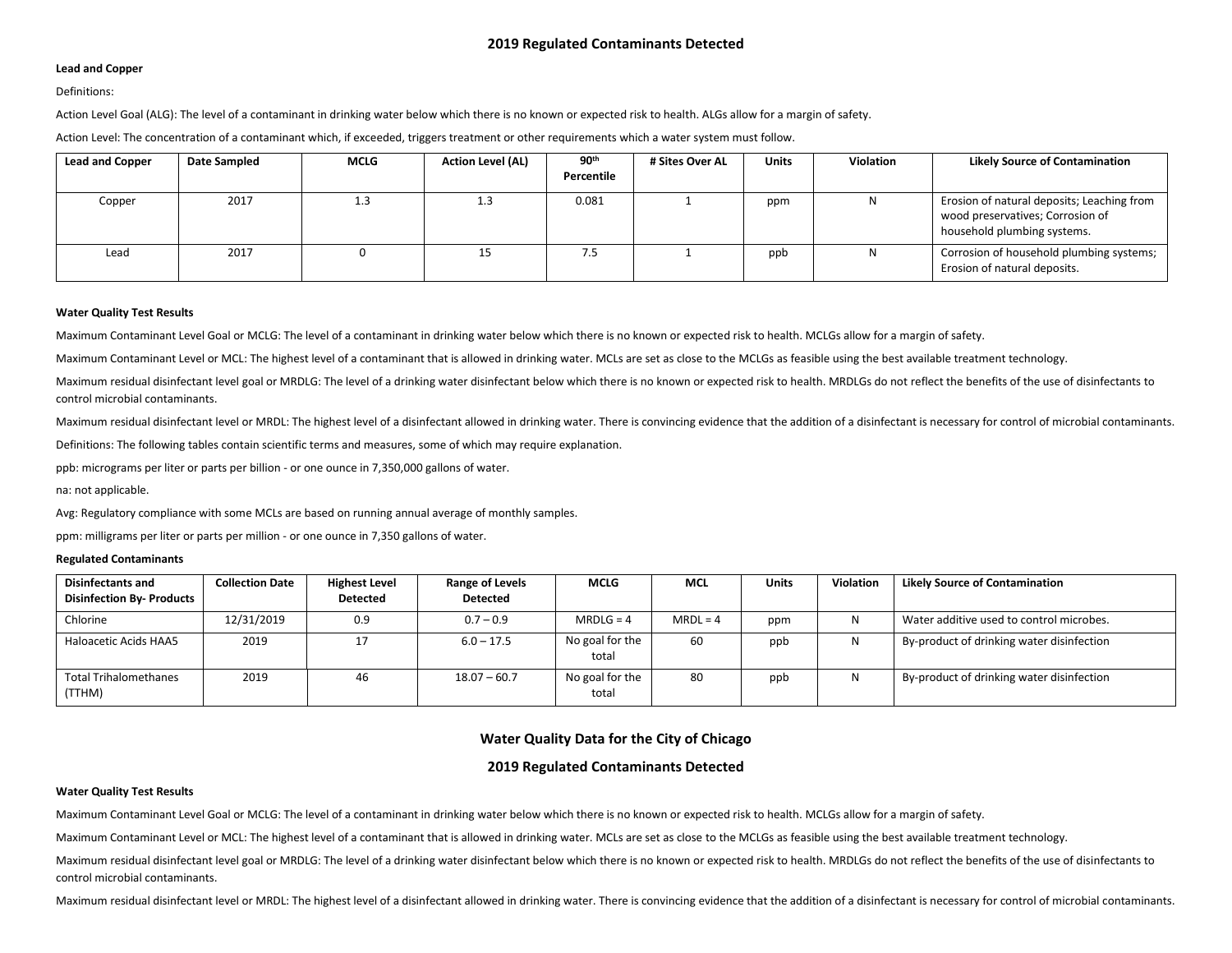## 2019 Regulated Contaminants Detected

**Lead and Copper**

Definitions:

Action Level Goal (ALG): The level of a contaminant in drinking water below which there is no known or expected risk to health. ALGs allow for a margin of safety.

Action Level: The concentration of a contaminant which, if exceeded, triggers treatment or other requirements which a water system must follow.

| Lead and Copper | Date Sampled | MCLG | Action Level (AL) | 90th Percentile | # Sites Over AL | Units | Violation | Likely Source of Contamination |
|---|---|---|---|---|---|---|---|---|
| Copper | 2017 | 1.3 | 1.3 | 0.081 | 1 | ppm | N | Erosion of natural deposits; Leaching from wood preservatives; Corrosion of household plumbing systems. |
| Lead | 2017 | 0 | 15 | 7.5 | 1 | ppb | N | Corrosion of household plumbing systems; Erosion of natural deposits. |

**Water Quality Test Results**

Maximum Contaminant Level Goal or MCLG: The level of a contaminant in drinking water below which there is no known or expected risk to health. MCLGs allow for a margin of safety.

Maximum Contaminant Level or MCL: The highest level of a contaminant that is allowed in drinking water. MCLs are set as close to the MCLGs as feasible using the best available treatment technology.

Maximum residual disinfectant level goal or MRDLG: The level of a drinking water disinfectant below which there is no known or expected risk to health. MRDLGs do not reflect the benefits of the use of disinfectants to control microbial contaminants.

Maximum residual disinfectant level or MRDL: The highest level of a disinfectant allowed in drinking water. There is convincing evidence that the addition of a disinfectant is necessary for control of microbial contaminants.

Definitions: The following tables contain scientific terms and measures, some of which may require explanation.

ppb: micrograms per liter or parts per billion - or one ounce in 7,350,000 gallons of water.

na: not applicable.

Avg: Regulatory compliance with some MCLs are based on running annual average of monthly samples.

ppm: milligrams per liter or parts per million - or one ounce in 7,350 gallons of water.

**Regulated Contaminants**

| Disinfectants and Disinfection By- Products | Collection Date | Highest Level Detected | Range of Levels Detected | MCLG | MCL | Units | Violation | Likely Source of Contamination |
|---|---|---|---|---|---|---|---|---|
| Chlorine | 12/31/2019 | 0.9 | 0.7 – 0.9 | MRDLG = 4 | MRDL = 4 | ppm | N | Water additive used to control microbes. |
| Haloacetic Acids HAA5 | 2019 | 17 | 6.0 – 17.5 | No goal for the total | 60 | ppb | N | By-product of drinking water disinfection |
| Total Trihalomethanes (TTHM) | 2019 | 46 | 18.07 – 60.7 | No goal for the total | 80 | ppb | N | By-product of drinking water disinfection |

## Water Quality Data for the City of Chicago

## 2019 Regulated Contaminants Detected

**Water Quality Test Results**

Maximum Contaminant Level Goal or MCLG: The level of a contaminant in drinking water below which there is no known or expected risk to health. MCLGs allow for a margin of safety.

Maximum Contaminant Level or MCL: The highest level of a contaminant that is allowed in drinking water. MCLs are set as close to the MCLGs as feasible using the best available treatment technology.

Maximum residual disinfectant level goal or MRDLG: The level of a drinking water disinfectant below which there is no known or expected risk to health. MRDLGs do not reflect the benefits of the use of disinfectants to control microbial contaminants.

Maximum residual disinfectant level or MRDL: The highest level of a disinfectant allowed in drinking water. There is convincing evidence that the addition of a disinfectant is necessary for control of microbial contaminants.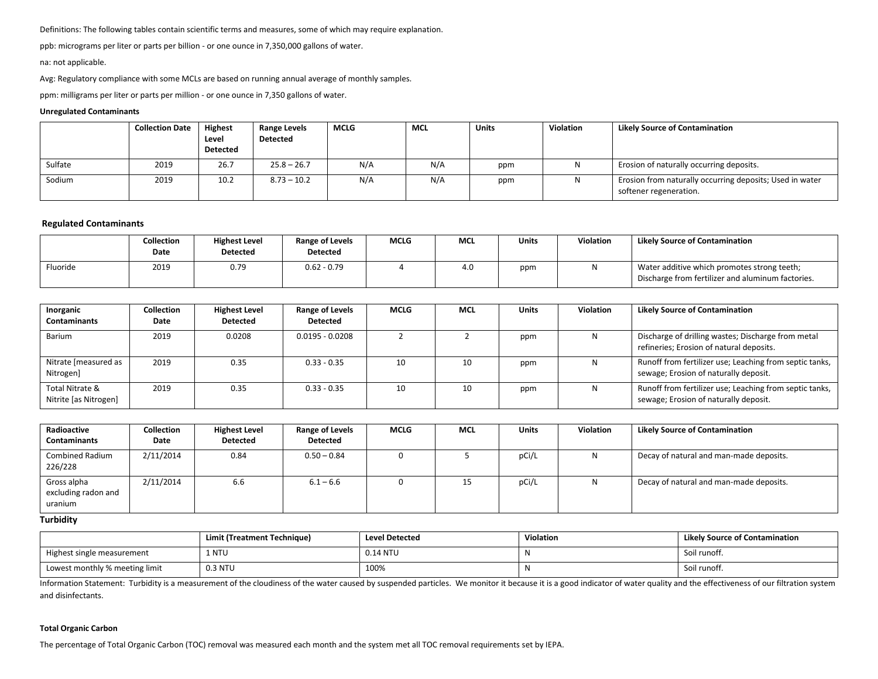Definitions: The following tables contain scientific terms and measures, some of which may require explanation.

ppb: micrograms per liter or parts per billion - or one ounce in 7,350,000 gallons of water.

na: not applicable.

Avg: Regulatory compliance with some MCLs are based on running annual average of monthly samples.

ppm: milligrams per liter or parts per million - or one ounce in 7,350 gallons of water.

**Unregulated Contaminants**

| | Collection Date | Highest Level Detected | Range Levels Detected | MCLG | MCL | Units | Violation | Likely Source of Contamination |
|---|---|---|---|---|---|---|---|---|
| Sulfate | 2019 | 26.7 | 25.8 – 26.7 | N/A | N/A | ppm | N | Erosion of naturally occurring deposits. |
| Sodium | 2019 | 10.2 | 8.73 – 10.2 | N/A | N/A | ppm | N | Erosion from naturally occurring deposits; Used in water softener regeneration. |

## Regulated Contaminants

| | Collection Date | Highest Level Detected | Range of Levels Detected | MCLG | MCL | Units | Violation | Likely Source of Contamination |
|---|---|---|---|---|---|---|---|---|
| Fluoride | 2019 | 0.79 | 0.62 - 0.79 | 4 | 4.0 | ppm | N | Water additive which promotes strong teeth; Discharge from fertilizer and aluminum factories. |

| Inorganic Contaminants | Collection Date | Highest Level Detected | Range of Levels Detected | MCLG | MCL | Units | Violation | Likely Source of Contamination |
|---|---|---|---|---|---|---|---|---|
| Barium | 2019 | 0.0208 | 0.0195 - 0.0208 | 2 | 2 | ppm | N | Discharge of drilling wastes; Discharge from metal refineries; Erosion of natural deposits. |
| Nitrate [measured as Nitrogen] | 2019 | 0.35 | 0.33 - 0.35 | 10 | 10 | ppm | N | Runoff from fertilizer use; Leaching from septic tanks, sewage; Erosion of naturally deposit. |
| Total Nitrate & Nitrite [as Nitrogen] | 2019 | 0.35 | 0.33 - 0.35 | 10 | 10 | ppm | N | Runoff from fertilizer use; Leaching from septic tanks, sewage; Erosion of naturally deposit. |

| Radioactive Contaminants | Collection Date | Highest Level Detected | Range of Levels Detected | MCLG | MCL | Units | Violation | Likely Source of Contamination |
|---|---|---|---|---|---|---|---|---|
| Combined Radium 226/228 | 2/11/2014 | 0.84 | 0.50 – 0.84 | 0 | 5 | pCi/L | N | Decay of natural and man-made deposits. |
| Gross alpha excluding radon and uranium | 2/11/2014 | 6.6 | 6.1 – 6.6 | 0 | 15 | pCi/L | N | Decay of natural and man-made deposits. |

**Turbidity**

| | Limit (Treatment Technique) | Level Detected | Violation | Likely Source of Contamination |
|---|---|---|---|---|
| Highest single measurement | 1 NTU | 0.14 NTU | N | Soil runoff. |
| Lowest monthly % meeting limit | 0.3 NTU | 100% | N | Soil runoff. |

Information Statement: Turbidity is a measurement of the cloudiness of the water caused by suspended particles. We monitor it because it is a good indicator of water quality and the effectiveness of our filtration system and disinfectants.

**Total Organic Carbon**

The percentage of Total Organic Carbon (TOC) removal was measured each month and the system met all TOC removal requirements set by IEPA.